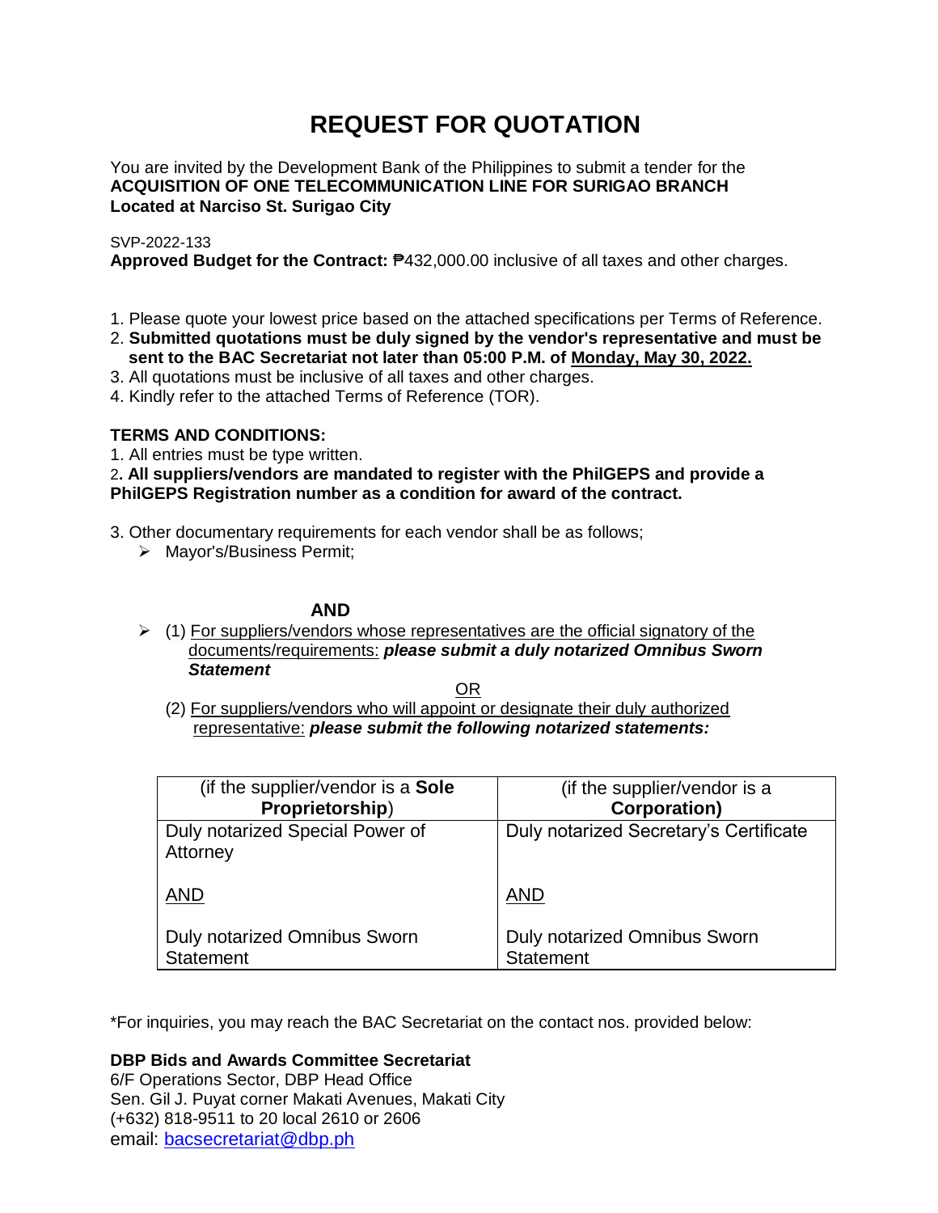# REQUEST FOR QUOTATION

You are invited by the Development Bank of the Philippines to submit a tender for the
**ACQUISITION OF ONE TELECOMMUNICATION LINE FOR SURIGAO BRANCH**
**Located at Narciso St. Surigao City**

SVP-2022-133
**Approved Budget for the Contract:** ₱432,000.00 inclusive of all taxes and other charges.

1. Please quote your lowest price based on the attached specifications per Terms of Reference.
2. **Submitted quotations must be duly signed by the vendor's representative and must be sent to the BAC Secretariat not later than 05:00 P.M. of <u>Monday, May 30, 2022.</u>**
3. All quotations must be inclusive of all taxes and other charges.
4. Kindly refer to the attached Terms of Reference (TOR).

**TERMS AND CONDITIONS:**

1. All entries must be type written.
2. **All suppliers/vendors are mandated to register with the PhilGEPS and provide a PhilGEPS Registration number as a condition for award of the contract.**
3. Other documentary requirements for each vendor shall be as follows;
   - Mayor's/Business Permit;

**AND**

- (1) <u>For suppliers/vendors whose representatives are the official signatory of the documents/requirements:</u> ***please submit a duly notarized Omnibus Sworn Statement***

<u>OR</u>

(2) <u>For suppliers/vendors who will appoint or designate their duly authorized representative:</u> ***please submit the following notarized statements:***

| (if the supplier/vendor is a **Sole Proprietorship**) | (if the supplier/vendor is a **Corporation)** |
|---|---|
| Duly notarized Special Power of Attorney<br><br><u>AND</u><br><br>Duly notarized Omnibus Sworn Statement | Duly notarized Secretary's Certificate<br><br><u>AND</u><br><br>Duly notarized Omnibus Sworn Statement |

*For inquiries, you may reach the BAC Secretariat on the contact nos. provided below:

**DBP Bids and Awards Committee Secretariat**
6/F Operations Sector, DBP Head Office
Sen. Gil J. Puyat corner Makati Avenues, Makati City
(+632) 818-9511 to 20 local 2610 or 2606
email: bacsecretariat@dbp.ph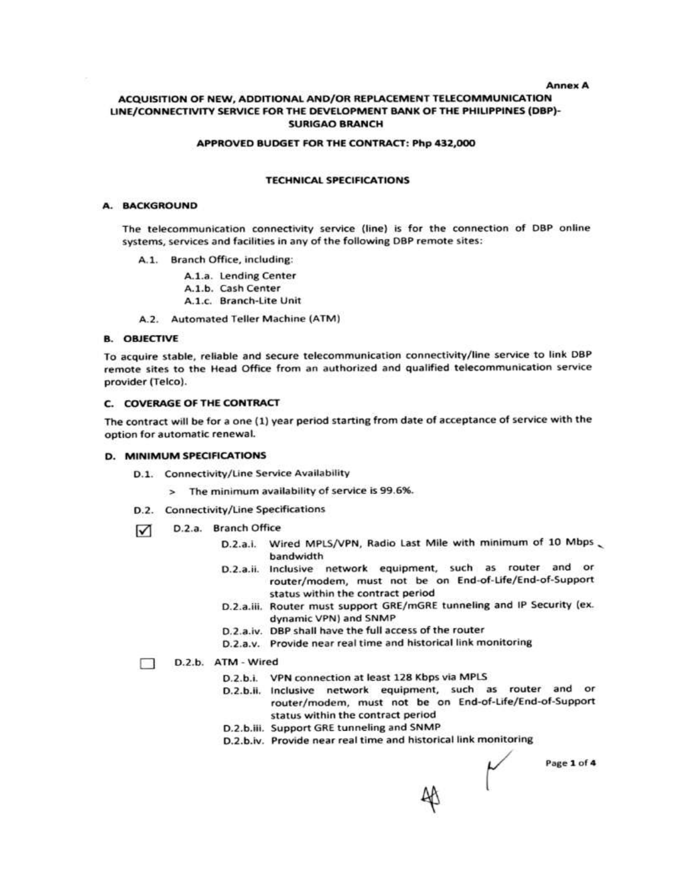Annex A

# ACQUISITION OF NEW, ADDITIONAL AND/OR REPLACEMENT TELECOMMUNICATION LINE/CONNECTIVITY SERVICE FOR THE DEVELOPMENT BANK OF THE PHILIPPINES (DBP)-SURIGAO BRANCH

**APPROVED BUDGET FOR THE CONTRACT: Php 432,000**

## TECHNICAL SPECIFICATIONS

### A. BACKGROUND

The telecommunication connectivity service (line) is for the connection of DBP online systems, services and facilities in any of the following DBP remote sites:

- A.1. Branch Office, including:
  - A.1.a. Lending Center
  - A.1.b. Cash Center
  - A.1.c. Branch-Lite Unit
- A.2. Automated Teller Machine (ATM)

### B. OBJECTIVE

To acquire stable, reliable and secure telecommunication connectivity/line service to link DBP remote sites to the Head Office from an authorized and qualified telecommunication service provider (Telco).

### C. COVERAGE OF THE CONTRACT

The contract will be for a one (1) year period starting from date of acceptance of service with the option for automatic renewal.

### D. MINIMUM SPECIFICATIONS

- D.1. Connectivity/Line Service Availability
  - > The minimum availability of service is 99.6%.
- D.2. Connectivity/Line Specifications

☑ D.2.a. Branch Office

- D.2.a.i. Wired MPLS/VPN, Radio Last Mile with minimum of 10 Mbps bandwidth
- D.2.a.ii. Inclusive network equipment, such as router and or router/modem, must not be on End-of-Life/End-of-Support status within the contract period
- D.2.a.iii. Router must support GRE/mGRE tunneling and IP Security (ex. dynamic VPN) and SNMP
- D.2.a.iv. DBP shall have the full access of the router
- D.2.a.v. Provide near real time and historical link monitoring

☐ D.2.b. ATM - Wired

- D.2.b.i. VPN connection at least 128 Kbps via MPLS
- D.2.b.ii. Inclusive network equipment, such as router and or router/modem, must not be on End-of-Life/End-of-Support status within the contract period
- D.2.b.iii. Support GRE tunneling and SNMP
- D.2.b.iv. Provide near real time and historical link monitoring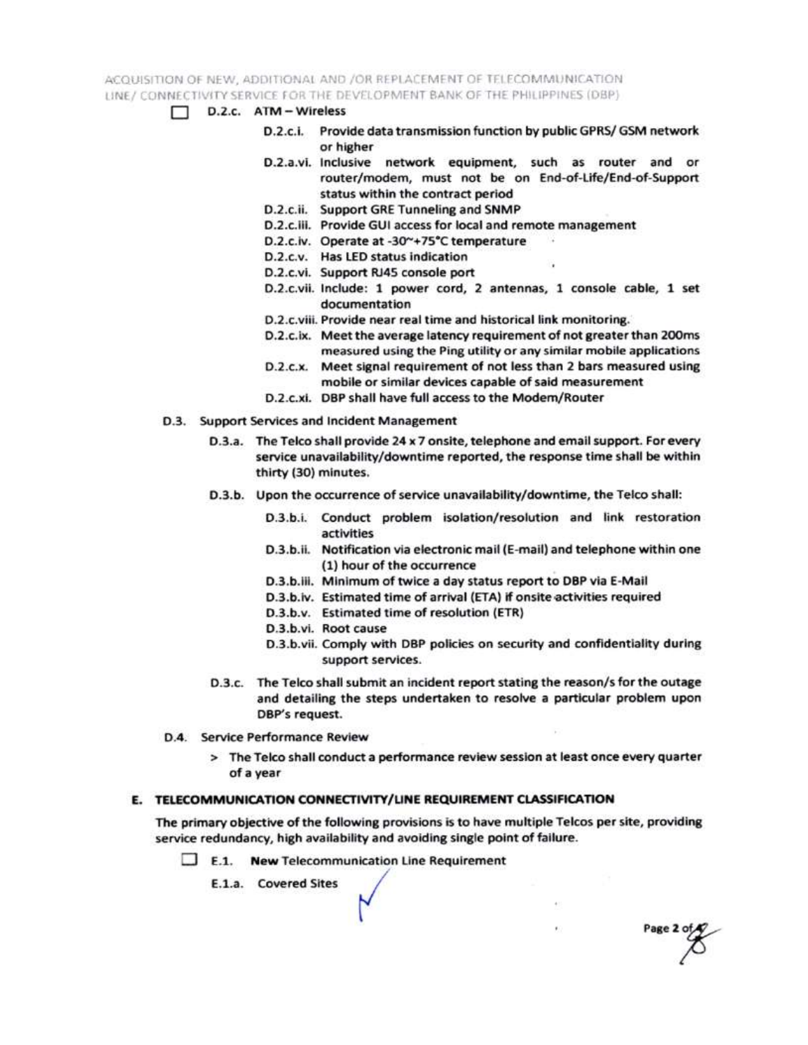- [ ] D.2.c. ATM – Wireless

  - D.2.c.i. Provide data transmission function by public GPRS/ GSM network or higher
  - D.2.a.vi. Inclusive network equipment, such as router and or router/modem, must not be on End-of-Life/End-of-Support status within the contract period
  - D.2.c.ii. Support GRE Tunneling and SNMP
  - D.2.c.iii. Provide GUI access for local and remote management
  - D.2.c.iv. Operate at -30~+75°C temperature
  - D.2.c.v. Has LED status indication
  - D.2.c.vi. Support RJ45 console port
  - D.2.c.vii. Include: 1 power cord, 2 antennas, 1 console cable, 1 set documentation
  - D.2.c.viii. Provide near real time and historical link monitoring.
  - D.2.c.ix. Meet the average latency requirement of not greater than 200ms measured using the Ping utility or any similar mobile applications
  - D.2.c.x. Meet signal requirement of not less than 2 bars measured using mobile or similar devices capable of said measurement
  - D.2.c.xi. DBP shall have full access to the Modem/Router

D.3. Support Services and Incident Management

- D.3.a. The Telco shall provide 24 x 7 onsite, telephone and email support. For every service unavailability/downtime reported, the response time shall be within thirty (30) minutes.
- D.3.b. Upon the occurrence of service unavailability/downtime, the Telco shall:
  - D.3.b.i. Conduct problem isolation/resolution and link restoration activities
  - D.3.b.ii. Notification via electronic mail (E-mail) and telephone within one (1) hour of the occurrence
  - D.3.b.iii. Minimum of twice a day status report to DBP via E-Mail
  - D.3.b.iv. Estimated time of arrival (ETA) if onsite activities required
  - D.3.b.v. Estimated time of resolution (ETR)
  - D.3.b.vi. Root cause
  - D.3.b.vii. Comply with DBP policies on security and confidentiality during support services.
- D.3.c. The Telco shall submit an incident report stating the reason/s for the outage and detailing the steps undertaken to resolve a particular problem upon DBP's request.

D.4. Service Performance Review

> The Telco shall conduct a performance review session at least once every quarter of a year

## E. TELECOMMUNICATION CONNECTIVITY/LINE REQUIREMENT CLASSIFICATION

The primary objective of the following provisions is to have multiple Telcos per site, providing service redundancy, high availability and avoiding single point of failure.

- [ ] E.1. **New** Telecommunication Line Requirement

  E.1.a. Covered Sites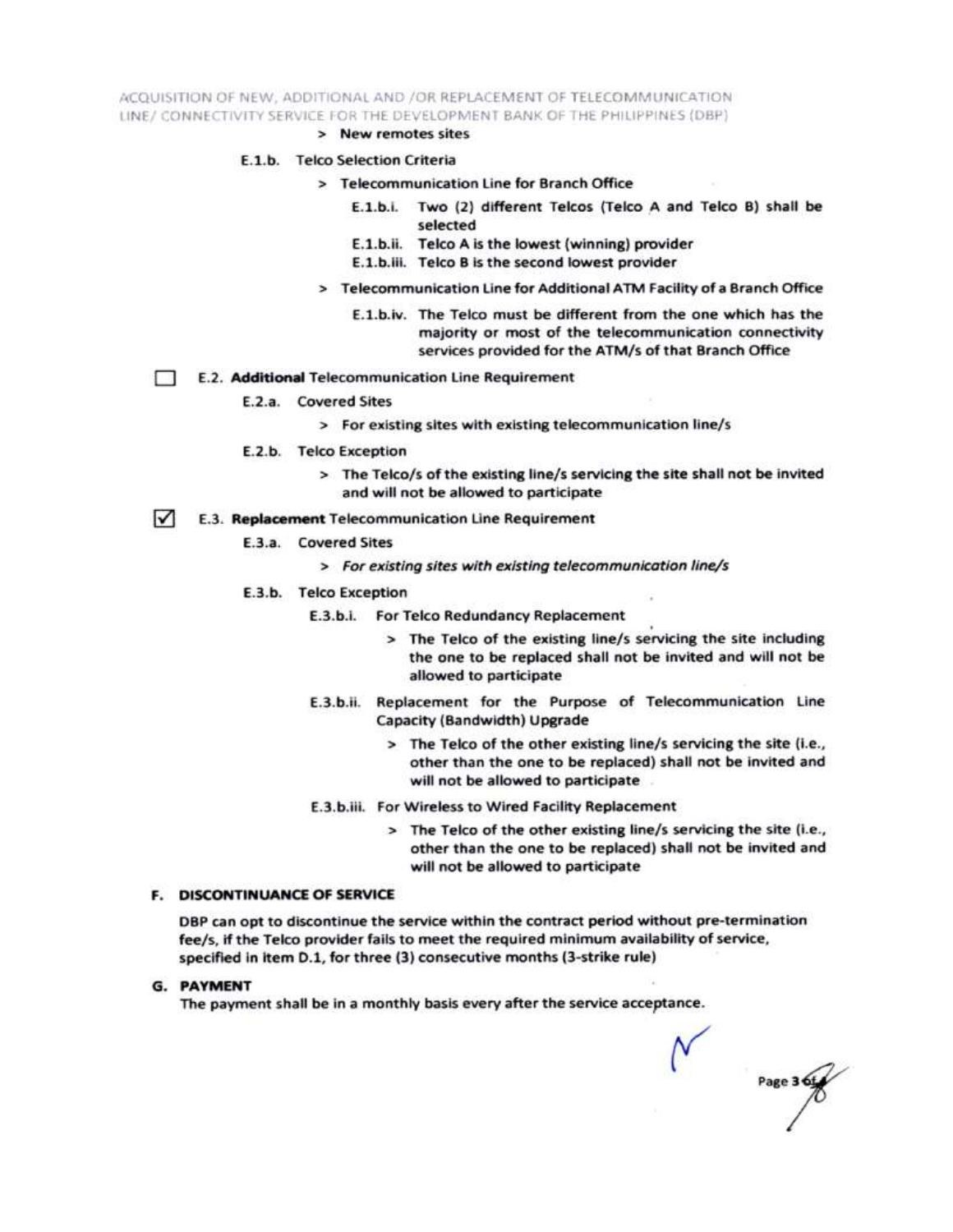> New remotes sites

E.1.b. Telco Selection Criteria

> Telecommunication Line for Branch Office

E.1.b.i. Two (2) different Telcos (Telco A and Telco B) shall be selected

E.1.b.ii. Telco A is the lowest (winning) provider

E.1.b.iii. Telco B is the second lowest provider

> Telecommunication Line for Additional ATM Facility of a Branch Office

E.1.b.iv. The Telco must be different from the one which has the majority or most of the telecommunication connectivity services provided for the ATM/s of that Branch Office

☐ E.2. **Additional** Telecommunication Line Requirement

E.2.a. Covered Sites

> For existing sites with existing telecommunication line/s

E.2.b. Telco Exception

> The Telco/s of the existing line/s servicing the site shall not be invited and will not be allowed to participate

☑ E.3. **Replacement** Telecommunication Line Requirement

E.3.a. Covered Sites

> *For existing sites with existing telecommunication line/s*

E.3.b. Telco Exception

E.3.b.i. For Telco Redundancy Replacement

> The Telco of the existing line/s servicing the site including the one to be replaced shall not be invited and will not be allowed to participate

E.3.b.ii. Replacement for the Purpose of Telecommunication Line Capacity (Bandwidth) Upgrade

> The Telco of the other existing line/s servicing the site (i.e., other than the one to be replaced) shall not be invited and will not be allowed to participate

E.3.b.iii. For Wireless to Wired Facility Replacement

> The Telco of the other existing line/s servicing the site (i.e., other than the one to be replaced) shall not be invited and will not be allowed to participate

## F. DISCONTINUANCE OF SERVICE

DBP can opt to discontinue the service within the contract period without pre-termination fee/s, if the Telco provider fails to meet the required minimum availability of service, specified in item D.1, for three (3) consecutive months (3-strike rule)

## G. PAYMENT

The payment shall be in a monthly basis every after the service acceptance.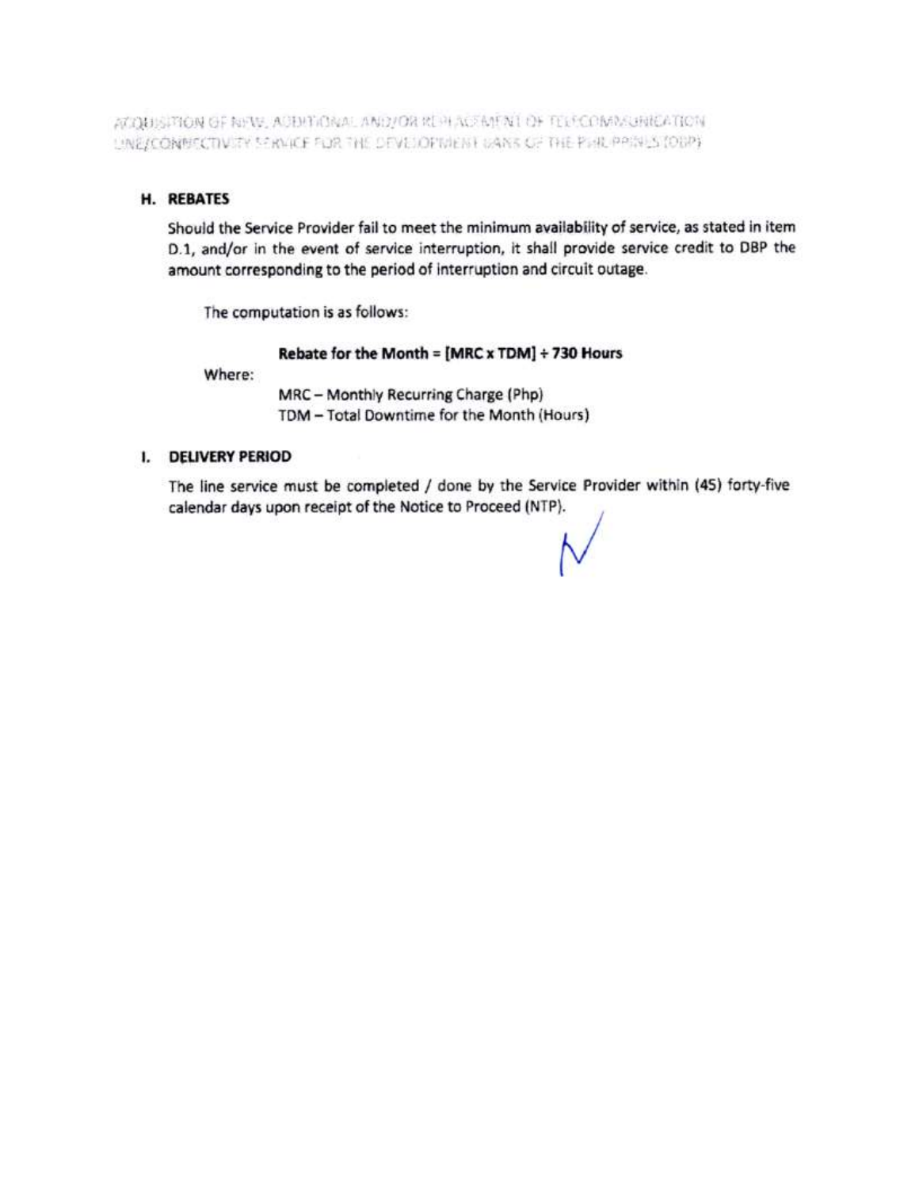## H. REBATES

Should the Service Provider fail to meet the minimum availability of service, as stated in item D.1, and/or in the event of service interruption, it shall provide service credit to DBP the amount corresponding to the period of interruption and circuit outage.

The computation is as follows:

**Rebate for the Month = [MRC x TDM] ÷ 730 Hours**

Where:

MRC – Monthly Recurring Charge (Php)
TDM – Total Downtime for the Month (Hours)

## I. DELIVERY PERIOD

The line service must be completed / done by the Service Provider within (45) forty-five calendar days upon receipt of the Notice to Proceed (NTP).